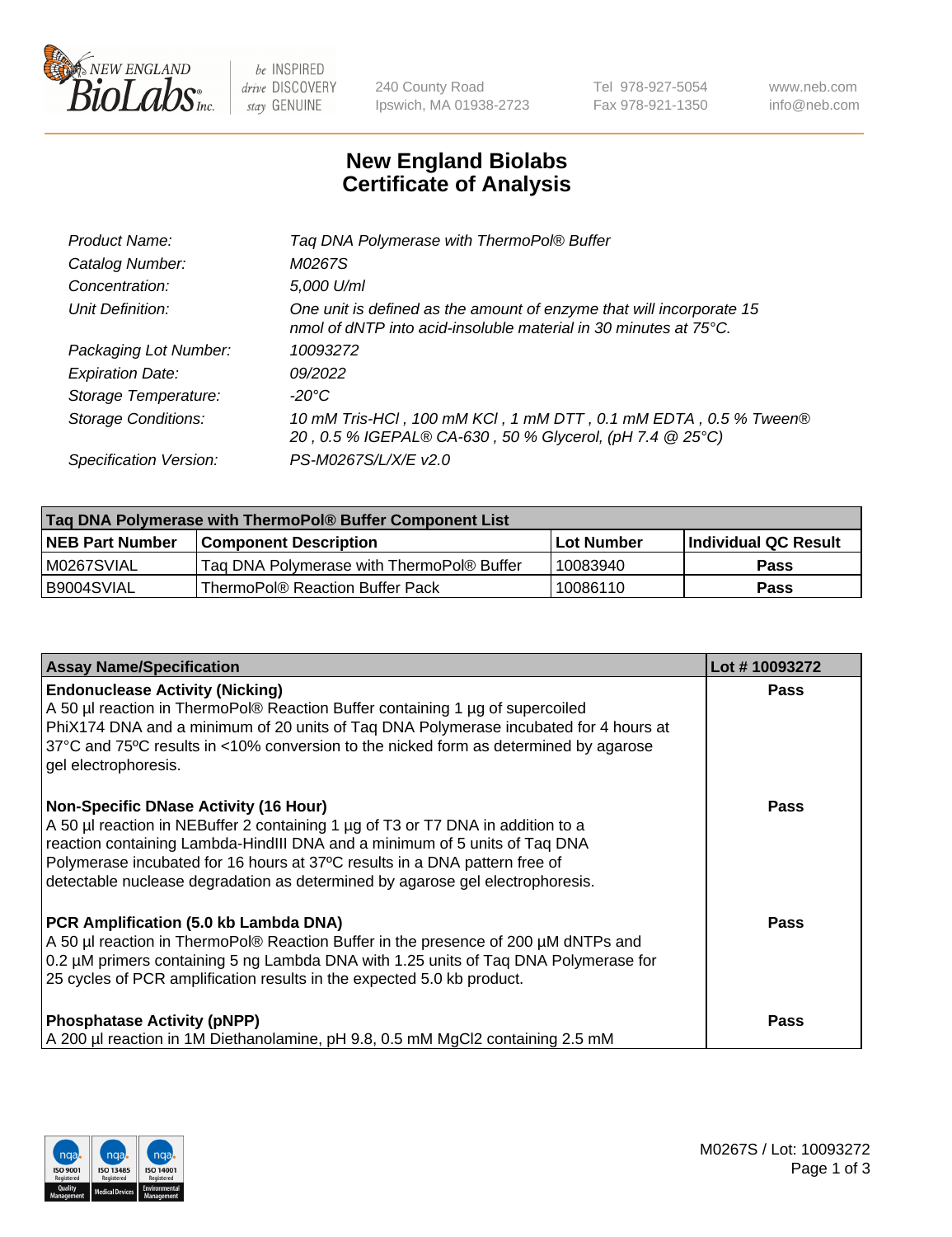# New England Biolabs Certificate of Analysis

| | |
|---|---|
| *Product Name:* | *Taq DNA Polymerase with ThermoPol® Buffer* |
| *Catalog Number:* | *M0267S* |
| *Concentration:* | *5,000 U/ml* |
| *Unit Definition:* | *One unit is defined as the amount of enzyme that will incorporate 15 nmol of dNTP into acid-insoluble material in 30 minutes at 75°C.* |
| *Packaging Lot Number:* | *10093272* |
| *Expiration Date:* | *09/2022* |
| *Storage Temperature:* | *-20°C* |
| *Storage Conditions:* | *10 mM Tris-HCl , 100 mM KCl , 1 mM DTT , 0.1 mM EDTA , 0.5 % Tween® 20 , 0.5 % IGEPAL® CA-630 , 50 % Glycerol, (pH 7.4 @ 25°C)* |
| *Specification Version:* | *PS-M0267S/L/X/E v2.0* |

| Taq DNA Polymerase with ThermoPol® Buffer Component List | | | |
|---|---|---|---|
| **NEB Part Number** | **Component Description** | **Lot Number** | **Individual QC Result** |
| M0267SVIAL | Taq DNA Polymerase with ThermoPol® Buffer | 10083940 | **Pass** |
| B9004SVIAL | ThermoPol® Reaction Buffer Pack | 10086110 | **Pass** |

| Assay Name/Specification | Lot # 10093272 |
|---|---|
| **Endonuclease Activity (Nicking)** A 50 µl reaction in ThermoPol® Reaction Buffer containing 1 µg of supercoiled PhiX174 DNA and a minimum of 20 units of Taq DNA Polymerase incubated for 4 hours at 37ºC and 75ºC results in <10% conversion to the nicked form as determined by agarose gel electrophoresis. | **Pass** |
| **Non-Specific DNase Activity (16 Hour)** A 50 µl reaction in NEBuffer 2 containing 1 µg of T3 or T7 DNA in addition to a reaction containing Lambda-HindIII DNA and a minimum of 5 units of Taq DNA Polymerase incubated for 16 hours at 37ºC results in a DNA pattern free of detectable nuclease degradation as determined by agarose gel electrophoresis. | **Pass** |
| **PCR Amplification (5.0 kb Lambda DNA)** A 50 µl reaction in ThermoPol® Reaction Buffer in the presence of 200 µM dNTPs and 0.2 µM primers containing 5 ng Lambda DNA with 1.25 units of Taq DNA Polymerase for 25 cycles of PCR amplification results in the expected 5.0 kb product. | **Pass** |
| **Phosphatase Activity (pNPP)** A 200 µl reaction in 1M Diethanolamine, pH 9.8, 0.5 mM $MgCl_2$ containing 2.5 mM | **Pass** |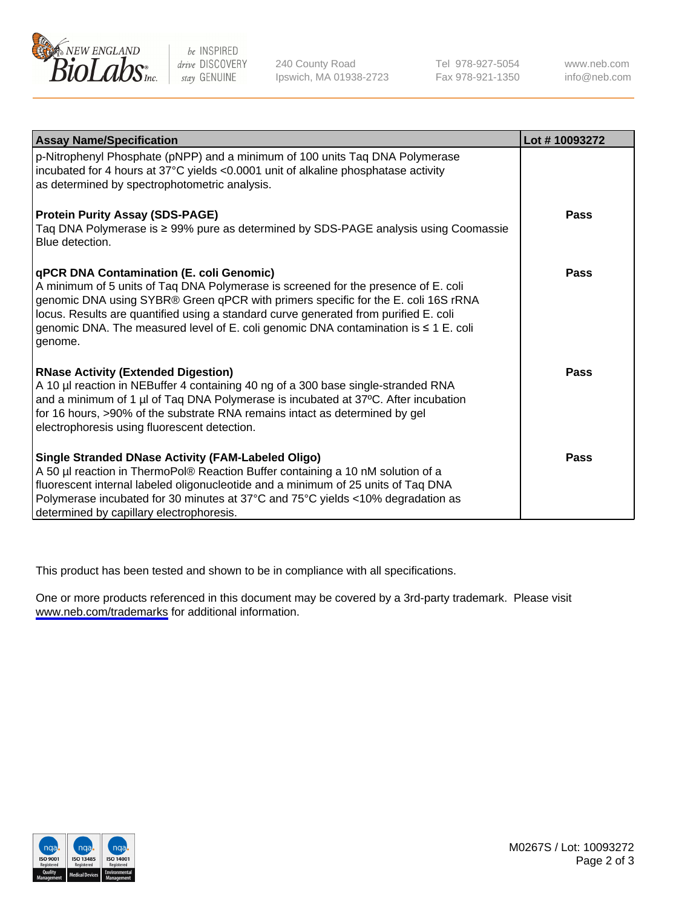| Assay Name/Specification | Lot # 10093272 |
|---|---|
| p-Nitrophenyl Phosphate (pNPP) and a minimum of 100 units Taq DNA Polymerase incubated for 4 hours at 37°C yields <0.0001 unit of alkaline phosphatase activity as determined by spectrophotometric analysis. | |
| **Protein Purity Assay (SDS-PAGE)**<br>Taq DNA Polymerase is ≥ 99% pure as determined by SDS-PAGE analysis using Coomassie Blue detection. | **Pass** |
| **qPCR DNA Contamination (E. coli Genomic)**<br>A minimum of 5 units of Taq DNA Polymerase is screened for the presence of E. coli genomic DNA using SYBR® Green qPCR with primers specific for the E. coli 16S rRNA locus. Results are quantified using a standard curve generated from purified E. coli genomic DNA. The measured level of E. coli genomic DNA contamination is ≤ 1 E. coli genome. | **Pass** |
| **RNase Activity (Extended Digestion)**<br>A 10 µl reaction in NEBuffer 4 containing 40 ng of a 300 base single-stranded RNA and a minimum of 1 µl of Taq DNA Polymerase is incubated at 37ºC. After incubation for 16 hours, >90% of the substrate RNA remains intact as determined by gel electrophoresis using fluorescent detection. | **Pass** |
| **Single Stranded DNase Activity (FAM-Labeled Oligo)**<br>A 50 µl reaction in ThermoPol® Reaction Buffer containing a 10 nM solution of a fluorescent internal labeled oligonucleotide and a minimum of 25 units of Taq DNA Polymerase incubated for 30 minutes at 37°C and 75°C yields <10% degradation as determined by capillary electrophoresis. | **Pass** |

This product has been tested and shown to be in compliance with all specifications.

One or more products referenced in this document may be covered by a 3rd-party trademark. Please visit www.neb.com/trademarks for additional information.

M0267S / Lot: 10093272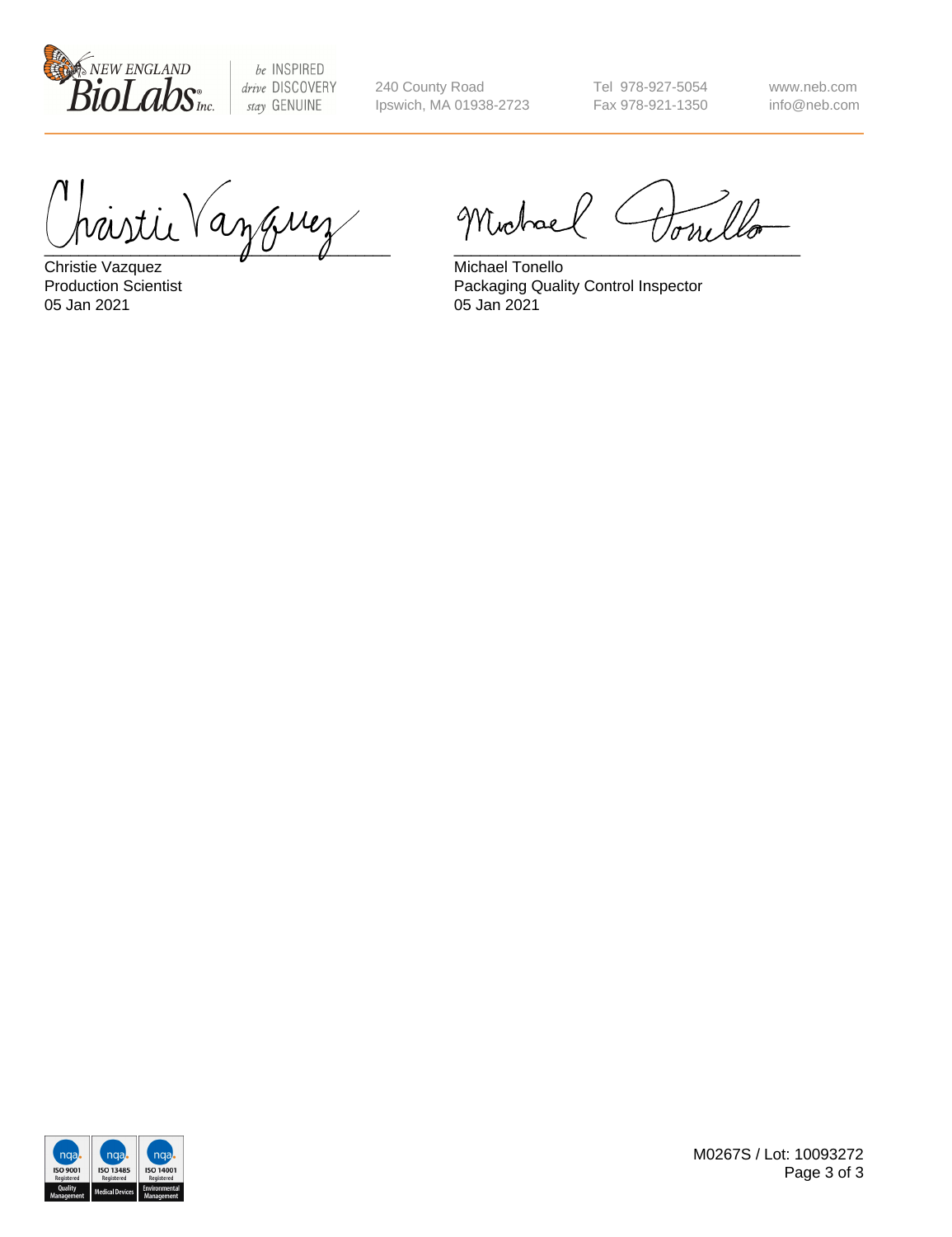Christie Vazquez
Production Scientist
05 Jan 2021

Michael Tonello
Packaging Quality Control Inspector
05 Jan 2021

M0267S / Lot: 10093272